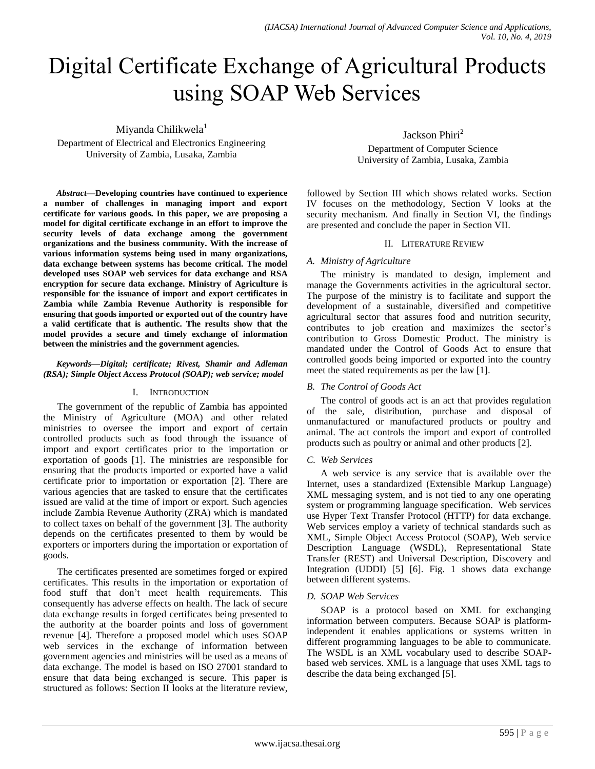# Digital Certificate Exchange of Agricultural Products using SOAP Web Services

Miyanda Chilikwela[1]
Department of Electrical and Electronics Engineering
University of Zambia, Lusaka, Zambia

Jackson Phiri[2]
Department of Computer Science
University of Zambia, Lusaka, Zambia

***Abstract*—Developing countries have continued to experience a number of challenges in managing import and export certificate for various goods. In this paper, we are proposing a model for digital certificate exchange in an effort to improve the security levels of data exchange among the government organizations and the business community. With the increase of various information systems being used in many organizations, data exchange between systems has become critical. The model developed uses SOAP web services for data exchange and RSA encryption for secure data exchange. Ministry of Agriculture is responsible for the issuance of import and export certificates in Zambia while Zambia Revenue Authority is responsible for ensuring that goods imported or exported out of the country have a valid certificate that is authentic. The results show that the model provides a secure and timely exchange of information between the ministries and the government agencies.**

***Keywords*—*Digital; certificate; Rivest, Shamir and Adleman (RSA); Simple Object Access Protocol (SOAP); web service; model***

## I. Introduction

The government of the republic of Zambia has appointed the Ministry of Agriculture (MOA) and other related ministries to oversee the import and export of certain controlled products such as food through the issuance of import and export certificates prior to the importation or exportation of goods [1]. The ministries are responsible for ensuring that the products imported or exported have a valid certificate prior to importation or exportation [2]. There are various agencies that are tasked to ensure that the certificates issued are valid at the time of import or export. Such agencies include Zambia Revenue Authority (ZRA) which is mandated to collect taxes on behalf of the government [3]. The authority depends on the certificates presented to them by would be exporters or importers during the importation or exportation of goods.

The certificates presented are sometimes forged or expired certificates. This results in the importation or exportation of food stuff that don't meet health requirements. This consequently has adverse effects on health. The lack of secure data exchange results in forged certificates being presented to the authority at the boarder points and loss of government revenue [4]. Therefore a proposed model which uses SOAP web services in the exchange of information between government agencies and ministries will be used as a means of data exchange. The model is based on ISO 27001 standard to ensure that data being exchanged is secure. This paper is structured as follows: Section II looks at the literature review, followed by Section III which shows related works. Section IV focuses on the methodology, Section V looks at the security mechanism. And finally in Section VI, the findings are presented and conclude the paper in Section VII.

## II. Literature Review

### *A. Ministry of Agriculture*

The ministry is mandated to design, implement and manage the Governments activities in the agricultural sector. The purpose of the ministry is to facilitate and support the development of a sustainable, diversified and competitive agricultural sector that assures food and nutrition security, contributes to job creation and maximizes the sector's contribution to Gross Domestic Product. The ministry is mandated under the Control of Goods Act to ensure that controlled goods being imported or exported into the country meet the stated requirements as per the law [1].

### *B. The Control of Goods Act*

The control of goods act is an act that provides regulation of the sale, distribution, purchase and disposal of unmanufactured or manufactured products or poultry and animal. The act controls the import and export of controlled products such as poultry or animal and other products [2].

### *C. Web Services*

A web service is any service that is available over the Internet, uses a standardized (Extensible Markup Language) XML messaging system, and is not tied to any one operating system or programming language specification. Web services use Hyper Text Transfer Protocol (HTTP) for data exchange. Web services employ a variety of technical standards such as XML, Simple Object Access Protocol (SOAP), Web service Description Language (WSDL), Representational State Transfer (REST) and Universal Description, Discovery and Integration (UDDI) [5] [6]. Fig. 1 shows data exchange between different systems.

### *D. SOAP Web Services*

SOAP is a protocol based on XML for exchanging information between computers. Because SOAP is platform-independent it enables applications or systems written in different programming languages to be able to communicate. The WSDL is an XML vocabulary used to describe SOAP-based web services. XML is a language that uses XML tags to describe the data being exchanged [5].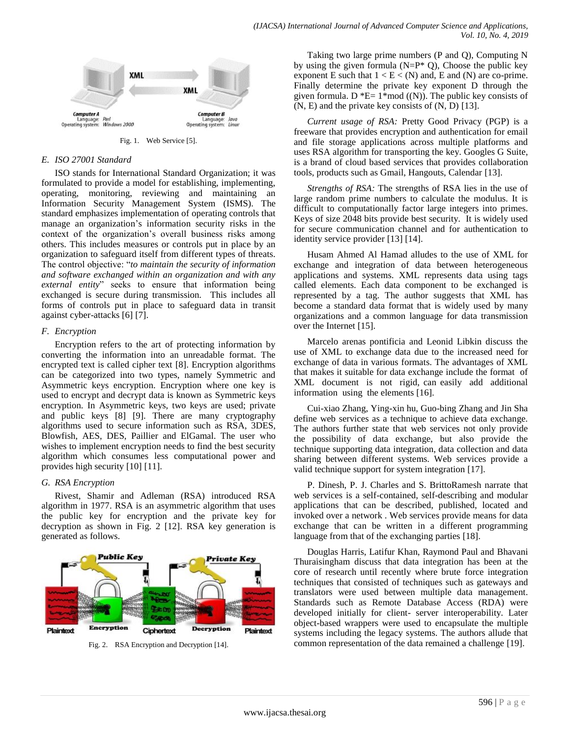Fig. 1. Web Service [5].

### E. ISO 27001 Standard

ISO stands for International Standard Organization; it was formulated to provide a model for establishing, implementing, operating, monitoring, reviewing and maintaining an Information Security Management System (ISMS). The standard emphasizes implementation of operating controls that manage an organization's information security risks in the context of the organization's overall business risks among others. This includes measures or controls put in place by an organization to safeguard itself from different types of threats. The control objective: "*to maintain the security of information and software exchanged within an organization and with any external entity*" seeks to ensure that information being exchanged is secure during transmission. This includes all forms of controls put in place to safeguard data in transit against cyber-attacks [6] [7].

### F. Encryption

Encryption refers to the art of protecting information by converting the information into an unreadable format. The encrypted text is called cipher text [8]. Encryption algorithms can be categorized into two types, namely Symmetric and Asymmetric keys encryption. Encryption where one key is used to encrypt and decrypt data is known as Symmetric keys encryption. In Asymmetric keys, two keys are used; private and public keys [8] [9]. There are many cryptography algorithms used to secure information such as RSA, 3DES, Blowfish, AES, DES, Paillier and ElGamal. The user who wishes to implement encryption needs to find the best security algorithm which consumes less computational power and provides high security [10] [11].

### G. RSA Encryption

Rivest, Shamir and Adleman (RSA) introduced RSA algorithm in 1977. RSA is an asymmetric algorithm that uses the public key for encryption and the private key for decryption as shown in Fig. 2 [12]. RSA key generation is generated as follows.

Fig. 2. RSA Encryption and Decryption [14].

Taking two large prime numbers (P and Q), Computing N by using the given formula (N=P* Q), Choose the public key exponent E such that 1 < E < (N) and, E and (N) are co-prime. Finally determine the private key exponent D through the given formula. D *E= 1*mod ((N)). The public key consists of (N, E) and the private key consists of (N, D) [13].

*Current usage of RSA:* Pretty Good Privacy (PGP) is a freeware that provides encryption and authentication for email and file storage applications across multiple platforms and uses RSA algorithm for transporting the key. Googles G Suite, is a brand of cloud based services that provides collaboration tools, products such as Gmail, Hangouts, Calendar [13].

*Strengths of RSA:* The strengths of RSA lies in the use of large random prime numbers to calculate the modulus. It is difficult to computationally factor large integers into primes. Keys of size 2048 bits provide best security. It is widely used for secure communication channel and for authentication to identity service provider [13] [14].

Husam Ahmed Al Hamad alludes to the use of XML for exchange and integration of data between heterogeneous applications and systems. XML represents data using tags called elements. Each data component to be exchanged is represented by a tag. The author suggests that XML has become a standard data format that is widely used by many organizations and a common language for data transmission over the Internet [15].

Marcelo arenas pontificia and Leonid Libkin discuss the use of XML to exchange data due to the increased need for exchange of data in various formats. The advantages of XML that makes it suitable for data exchange include the format of XML document is not rigid, can easily add additional information using the elements [16].

Cui-xiao Zhang, Ying-xin hu, Guo-bing Zhang and Jin Sha define web services as a technique to achieve data exchange. The authors further state that web services not only provide the possibility of data exchange, but also provide the technique supporting data integration, data collection and data sharing between different systems. Web services provide a valid technique support for system integration [17].

P. Dinesh, P. J. Charles and S. BrittoRamesh narrate that web services is a self-contained, self-describing and modular applications that can be described, published, located and invoked over a network . Web services provide means for data exchange that can be written in a different programming language from that of the exchanging parties [18].

Douglas Harris, Latifur Khan, Raymond Paul and Bhavani Thuraisingham discuss that data integration has been at the core of research until recently where brute force integration techniques that consisted of techniques such as gateways and translators were used between multiple data management. Standards such as Remote Database Access (RDA) were developed initially for client- server interoperability. Later object-based wrappers were used to encapsulate the multiple systems including the legacy systems. The authors allude that common representation of the data remained a challenge [19].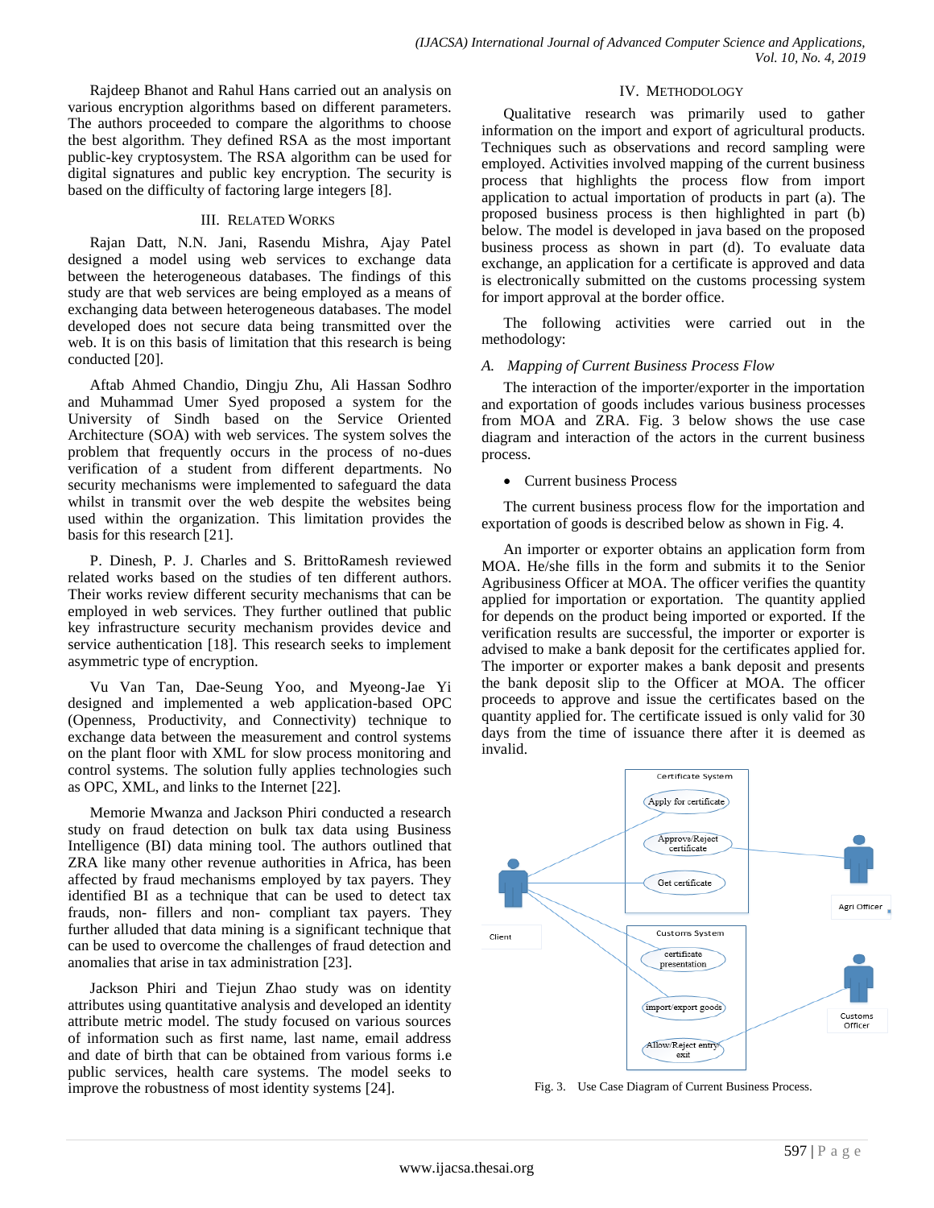Rajdeep Bhanot and Rahul Hans carried out an analysis on various encryption algorithms based on different parameters. The authors proceeded to compare the algorithms to choose the best algorithm. They defined RSA as the most important public-key cryptosystem. The RSA algorithm can be used for digital signatures and public key encryption. The security is based on the difficulty of factoring large integers [8].

## III. Related Works

Rajan Datt, N.N. Jani, Rasendu Mishra, Ajay Patel designed a model using web services to exchange data between the heterogeneous databases. The findings of this study are that web services are being employed as a means of exchanging data between heterogeneous databases. The model developed does not secure data being transmitted over the web. It is on this basis of limitation that this research is being conducted [20].

Aftab Ahmed Chandio, Dingju Zhu, Ali Hassan Sodhro and Muhammad Umer Syed proposed a system for the University of Sindh based on the Service Oriented Architecture (SOA) with web services. The system solves the problem that frequently occurs in the process of no-dues verification of a student from different departments. No security mechanisms were implemented to safeguard the data whilst in transmit over the web despite the websites being used within the organization. This limitation provides the basis for this research [21].

P. Dinesh, P. J. Charles and S. BrittoRamesh reviewed related works based on the studies of ten different authors. Their works review different security mechanisms that can be employed in web services. They further outlined that public key infrastructure security mechanism provides device and service authentication [18]. This research seeks to implement asymmetric type of encryption.

Vu Van Tan, Dae-Seung Yoo, and Myeong-Jae Yi designed and implemented a web application-based OPC (Openness, Productivity, and Connectivity) technique to exchange data between the measurement and control systems on the plant floor with XML for slow process monitoring and control systems. The solution fully applies technologies such as OPC, XML, and links to the Internet [22].

Memorie Mwanza and Jackson Phiri conducted a research study on fraud detection on bulk tax data using Business Intelligence (BI) data mining tool. The authors outlined that ZRA like many other revenue authorities in Africa, has been affected by fraud mechanisms employed by tax payers. They identified BI as a technique that can be used to detect tax frauds, non- fillers and non- compliant tax payers. They further alluded that data mining is a significant technique that can be used to overcome the challenges of fraud detection and anomalies that arise in tax administration [23].

Jackson Phiri and Tiejun Zhao study was on identity attributes using quantitative analysis and developed an identity attribute metric model. The study focused on various sources of information such as first name, last name, email address and date of birth that can be obtained from various forms i.e public services, health care systems. The model seeks to improve the robustness of most identity systems [24].

## IV. Methodology

Qualitative research was primarily used to gather information on the import and export of agricultural products. Techniques such as observations and record sampling were employed. Activities involved mapping of the current business process that highlights the process flow from import application to actual importation of products in part (a). The proposed business process is then highlighted in part (b) below. The model is developed in java based on the proposed business process as shown in part (d). To evaluate data exchange, an application for a certificate is approved and data is electronically submitted on the customs processing system for import approval at the border office.

The following activities were carried out in the methodology:

### *A. Mapping of Current Business Process Flow*

The interaction of the importer/exporter in the importation and exportation of goods includes various business processes from MOA and ZRA. Fig. 3 below shows the use case diagram and interaction of the actors in the current business process.

- Current business Process

The current business process flow for the importation and exportation of goods is described below as shown in Fig. 4.

An importer or exporter obtains an application form from MOA. He/she fills in the form and submits it to the Senior Agribusiness Officer at MOA. The officer verifies the quantity applied for importation or exportation. The quantity applied for depends on the product being imported or exported. If the verification results are successful, the importer or exporter is advised to make a bank deposit for the certificates applied for. The importer or exporter makes a bank deposit and presents the bank deposit slip to the Officer at MOA. The officer proceeds to approve and issue the certificates based on the quantity applied for. The certificate issued is only valid for 30 days from the time of issuance there after it is deemed as invalid.

Fig. 3. Use Case Diagram of Current Business Process.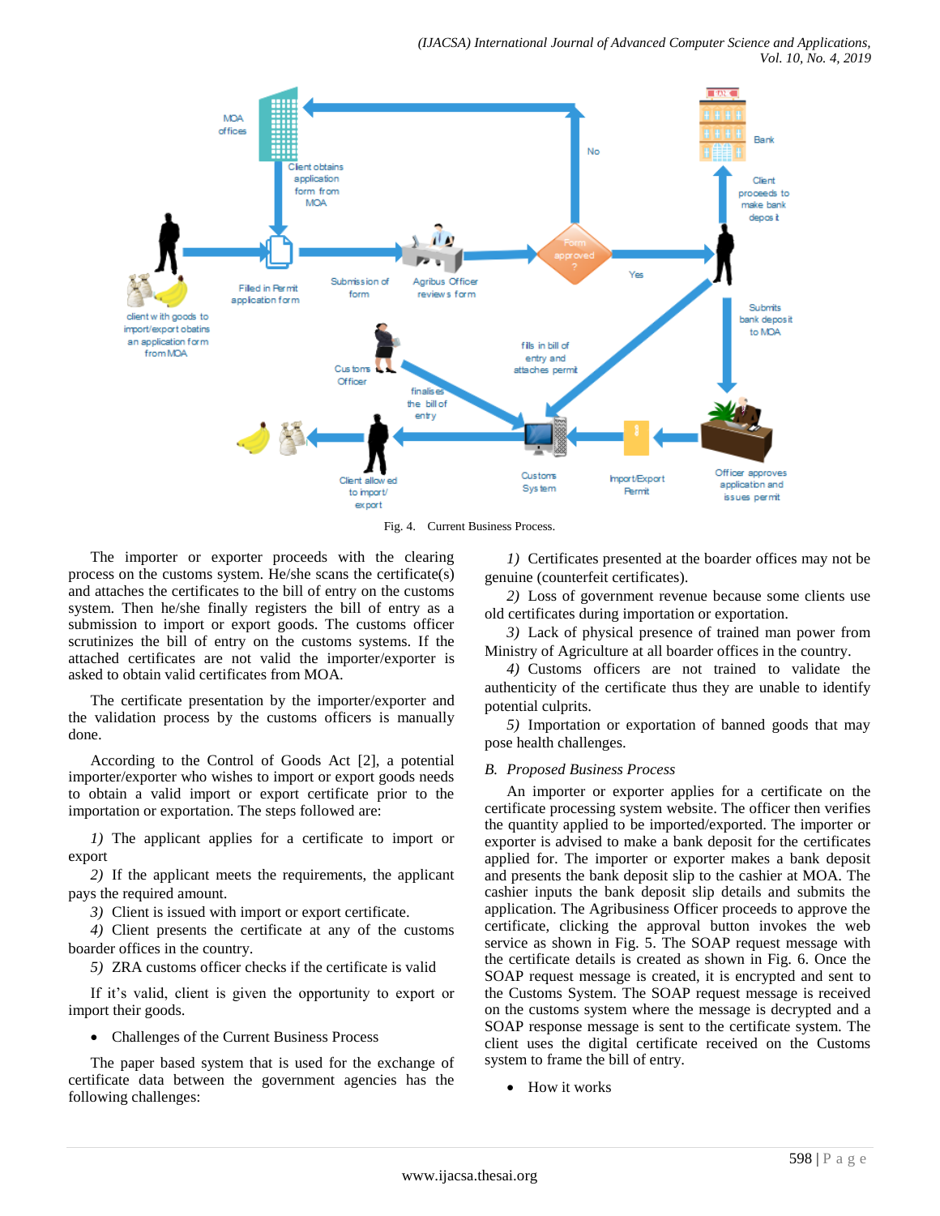Fig. 4. Current Business Process.

The importer or exporter proceeds with the clearing process on the customs system. He/she scans the certificate(s) and attaches the certificates to the bill of entry on the customs system. Then he/she finally registers the bill of entry as a submission to import or export goods. The customs officer scrutinizes the bill of entry on the customs systems. If the attached certificates are not valid the importer/exporter is asked to obtain valid certificates from MOA.

The certificate presentation by the importer/exporter and the validation process by the customs officers is manually done.

According to the Control of Goods Act [2], a potential importer/exporter who wishes to import or export goods needs to obtain a valid import or export certificate prior to the importation or exportation. The steps followed are:

*1)* The applicant applies for a certificate to import or export

*2)* If the applicant meets the requirements, the applicant pays the required amount.

*3)* Client is issued with import or export certificate.

*4)* Client presents the certificate at any of the customs boarder offices in the country.

*5)* ZRA customs officer checks if the certificate is valid

If it's valid, client is given the opportunity to export or import their goods.

- Challenges of the Current Business Process

The paper based system that is used for the exchange of certificate data between the government agencies has the following challenges:

*1)* Certificates presented at the boarder offices may not be genuine (counterfeit certificates).

*2)* Loss of government revenue because some clients use old certificates during importation or exportation.

*3)* Lack of physical presence of trained man power from Ministry of Agriculture at all boarder offices in the country.

*4)* Customs officers are not trained to validate the authenticity of the certificate thus they are unable to identify potential culprits.

*5)* Importation or exportation of banned goods that may pose health challenges.

### *B. Proposed Business Process*

An importer or exporter applies for a certificate on the certificate processing system website. The officer then verifies the quantity applied to be imported/exported. The importer or exporter is advised to make a bank deposit for the certificates applied for. The importer or exporter makes a bank deposit and presents the bank deposit slip to the cashier at MOA. The cashier inputs the bank deposit slip details and submits the application. The Agribusiness Officer proceeds to approve the certificate, clicking the approval button invokes the web service as shown in Fig. 5. The SOAP request message with the certificate details is created as shown in Fig. 6. Once the SOAP request message is created, it is encrypted and sent to the Customs System. The SOAP request message is received on the customs system where the message is decrypted and a SOAP response message is sent to the certificate system. The client uses the digital certificate received on the Customs system to frame the bill of entry.

- How it works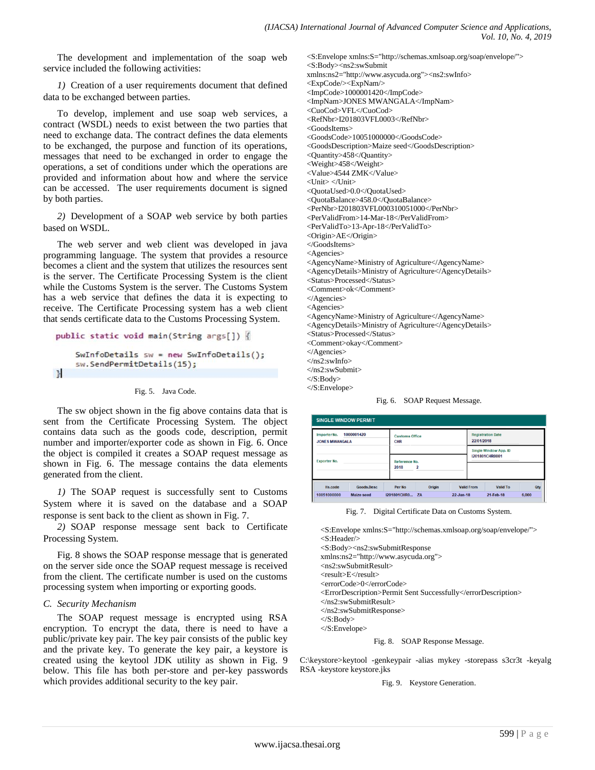The development and implementation of the soap web service included the following activities:

*1)* Creation of a user requirements document that defined data to be exchanged between parties.

To develop, implement and use soap web services, a contract (WSDL) needs to exist between the two parties that need to exchange data. The contract defines the data elements to be exchanged, the purpose and function of its operations, messages that need to be exchanged in order to engage the operations, a set of conditions under which the operations are provided and information about how and where the service can be accessed. The user requirements document is signed by both parties.

*2)* Development of a SOAP web service by both parties based on WSDL.

The web server and web client was developed in java programming language. The system that provides a resource becomes a client and the system that utilizes the resources sent is the server. The Certificate Processing System is the client while the Customs System is the server. The Customs System has a web service that defines the data it is expecting to receive. The Certificate Processing system has a web client that sends certificate data to the Customs Processing System.

```
public static void main(String args[]) {

    SwInfoDetails sw = new SwInfoDetails();
    sw.SendPermitDetails(15);
}
```

Fig. 5. Java Code.

The sw object shown in the fig above contains data that is sent from the Certificate Processing System. The object contains data such as the goods code, description, permit number and importer/exporter code as shown in Fig. 6. Once the object is compiled it creates a SOAP request message as shown in Fig. 6. The message contains the data elements generated from the client.

*1)* The SOAP request is successfully sent to Customs System where it is saved on the database and a SOAP response is sent back to the client as shown in Fig. 7.

*2)* SOAP response message sent back to Certificate Processing System.

Fig. 8 shows the SOAP response message that is generated on the server side once the SOAP request message is received from the client. The certificate number is used on the customs processing system when importing or exporting goods.

### *C. Security Mechanism*

The SOAP request message is encrypted using RSA encryption. To encrypt the data, there is need to have a public/private key pair. The key pair consists of the public key and the private key. To generate the key pair, a keystore is created using the keytool JDK utility as shown in Fig. 9 below. This file has both per-store and per-key passwords which provides additional security to the key pair.

```
<S:Envelope xmlns:S="http://schemas.xmlsoap.org/soap/envelope/">
<S:Body><ns2:swSubmit
xmlns:ns2="http://www.asycuda.org"><ns2:swInfo>
<ExpCode/><ExpNam/>
<ImpCode>1000001420</ImpCode>
<ImpNam>JONES MWANGALA</ImpNam>
<CuoCod>VFL</CuoCod>
<RefNbr>I201803VFL0003</RefNbr>
<GoodsItems>
<GoodsCode>10051000000</GoodsCode>
<GoodsDescription>Maize seed</GoodsDescription>
<Quantity>458</Quantity>
<Weight>458</Weight>
<Value>4544 ZMK</Value>
<Unit> </Unit>
<QuotaUsed>0.0</QuotaUsed>
<QuotaBalance>458.0</QuotaBalance>
<PerNbr>I201803VFL000310051000</PerNbr>
<PerValidFrom>14-Mar-18</PerValidFrom>
<PerValidTo>13-Apr-18</PerValidTo>
<Origin>AE</Origin>
</GoodsItems>
<Agencies>
<AgencyName>Ministry of Agriculture</AgencyName>
<AgencyDetails>Ministry of Agriculture</AgencyDetails>
<Status>Processed</Status>
<Comment>ok</Comment>
</Agencies>
<Agencies>
<AgencyName>Ministry of Agriculture</AgencyName>
<AgencyDetails>Ministry of Agriculture</AgencyDetails>
<Status>Processed</Status>
<Comment>okay</Comment>
</Agencies>
</ns2:swInfo>
</ns2:swSubmit>
</S:Body>
</S:Envelope>
```

Fig. 6. SOAP Request Message.

**SINGLE WINDOW PERMIT**

| ImporterNo. 1000001420 JONES MWANGALA | Customs Office CHR | Registration Date 22/01/2018 |
|---|---|---|
| | | Single Window App. ID I201801CHR0001 |
| Exporter No. | Reference No. 2018 2 | |

| Hs.code | Goods.Desc | Per No | Origin | Valid From | Valid To | Qty |
|---|---|---|---|---|---|---|
| 10051000000 | Maize seed | I201801CHR0... | ZA | 22-Jan-18 | 21-Feb-18 | 6,000 |

Fig. 7. Digital Certificate Data on Customs System.

```
<S:Envelope xmlns:S="http://schemas.xmlsoap.org/soap/envelope/">
<S:Header/>
<S:Body><ns2:swSubmitResponse
xmlns:ns2="http://www.asycuda.org">
<ns2:swSubmitResult>
<result>E</result>
<errorCode>0</errorCode>
<ErrorDescription>Permit Sent Successfully</errorDescription>
</ns2:swSubmitResult>
</ns2:swSubmitResponse>
</S:Body>
</S:Envelope>
```

Fig. 8. SOAP Response Message.

```
C:\keystore>keytool -genkeypair -alias mykey -storepass s3cr3t -keyalg RSA -keystore keystore.jks
```

Fig. 9. Keystore Generation.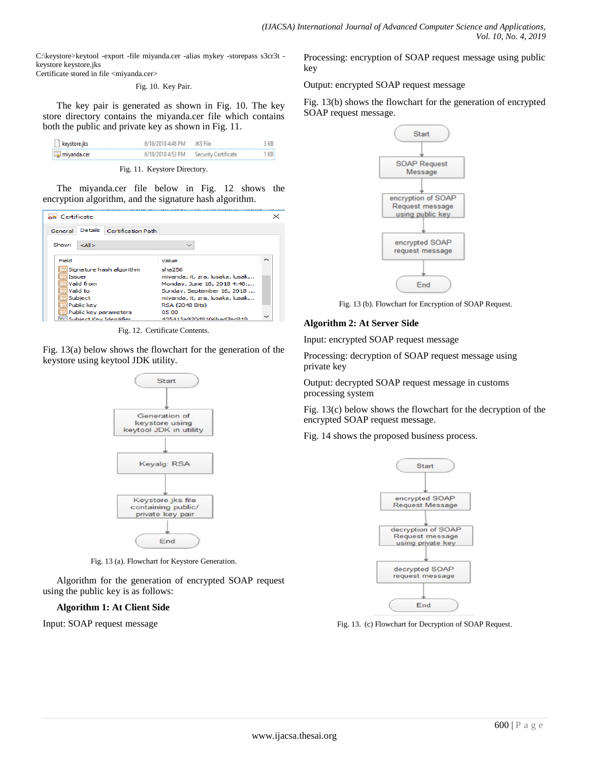```
C:\keystore>keytool -export -file miyanda.cer -alias mykey -storepass s3cr3t -keystore keystore.jks
Certificate stored in file <miyanda.cer>
```

Fig. 10. Key Pair.

The key pair is generated as shown in Fig. 10. The key store directory contains the miyanda.cer file which contains both the public and private key as shown in Fig. 11.

Fig. 11. Keystore Directory.

The miyanda.cer file below in Fig. 12 shows the encryption algorithm, and the signature hash algorithm.

Fig. 12. Certificate Contents.

Fig. 13(a) below shows the flowchart for the generation of the keystore using keytool JDK utility.

Fig. 13 (a). Flowchart for Keystore Generation.

Algorithm for the generation of encrypted SOAP request using the public key is as follows:

**Algorithm 1: At Client Side**

Input: SOAP request message

Processing: encryption of SOAP request message using public key

Output: encrypted SOAP request message

Fig. 13(b) shows the flowchart for the generation of encrypted SOAP request message.

Fig. 13 (b). Flowchart for Encryption of SOAP Request.

**Algorithm 2: At Server Side**

Input: encrypted SOAP request message

Processing: decryption of SOAP request message using private key

Output: decrypted SOAP request message in customs processing system

Fig. 13(c) below shows the flowchart for the decryption of the encrypted SOAP request message.

Fig. 14 shows the proposed business process.

Fig. 13. (c) Flowchart for Decryption of SOAP Request.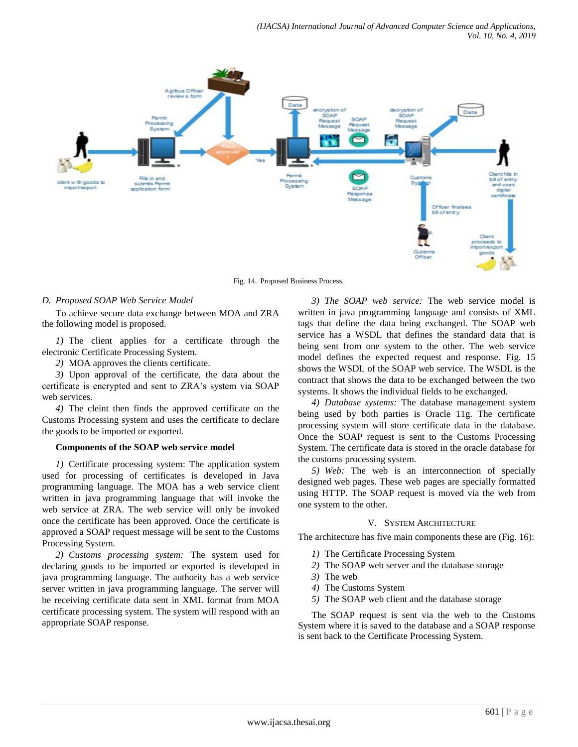Fig. 14. Proposed Business Process.

### D. Proposed SOAP Web Service Model

To achieve secure data exchange between MOA and ZRA the following model is proposed.

*1)* The client applies for a certificate through the electronic Certificate Processing System.

*2)* MOA approves the clients certificate.

*3)* Upon approval of the certificate, the data about the certificate is encrypted and sent to ZRA's system via SOAP web services.

*4)* The cleint then finds the approved certificate on the Customs Processing system and uses the certificate to declare the goods to be imported or exported.

**Components of the SOAP web service model**

*1)* Certificate processing system: The application system used for processing of certificates is developed in Java programming language. The MOA has a web service client written in java programming language that will invoke the web service at ZRA. The web service will only be invoked once the certificate has been approved. Once the certificate is approved a SOAP request message will be sent to the Customs Processing System.

*2) Customs processing system:* The system used for declaring goods to be imported or exported is developed in java programming language. The authority has a web service server written in java programming language. The server will be receiving certificate data sent in XML format from MOA certificate processing system. The system will respond with an appropriate SOAP response.

*3) The SOAP web service:* The web service model is written in java programming language and consists of XML tags that define the data being exchanged. The SOAP web service has a WSDL that defines the standard data that is being sent from one system to the other. The web service model defines the expected request and response. Fig. 15 shows the WSDL of the SOAP web service. The WSDL is the contract that shows the data to be exchanged between the two systems. It shows the individual fields to be exchanged.

*4) Database systems:* The database management system being used by both parties is Oracle 11g. The certificate processing system will store certificate data in the database. Once the SOAP request is sent to the Customs Processing System. The certificate data is stored in the oracle database for the customs processing system.

*5) Web:* The web is an interconnection of specially designed web pages. These web pages are specially formatted using HTTP. The SOAP request is moved via the web from one system to the other.

## V. System Architecture

The architecture has five main components these are (Fig. 16):

1) The Certificate Processing System
2) The SOAP web server and the database storage
3) The web
4) The Customs System
5) The SOAP web client and the database storage

The SOAP request is sent via the web to the Customs System where it is saved to the database and a SOAP response is sent back to the Certificate Processing System.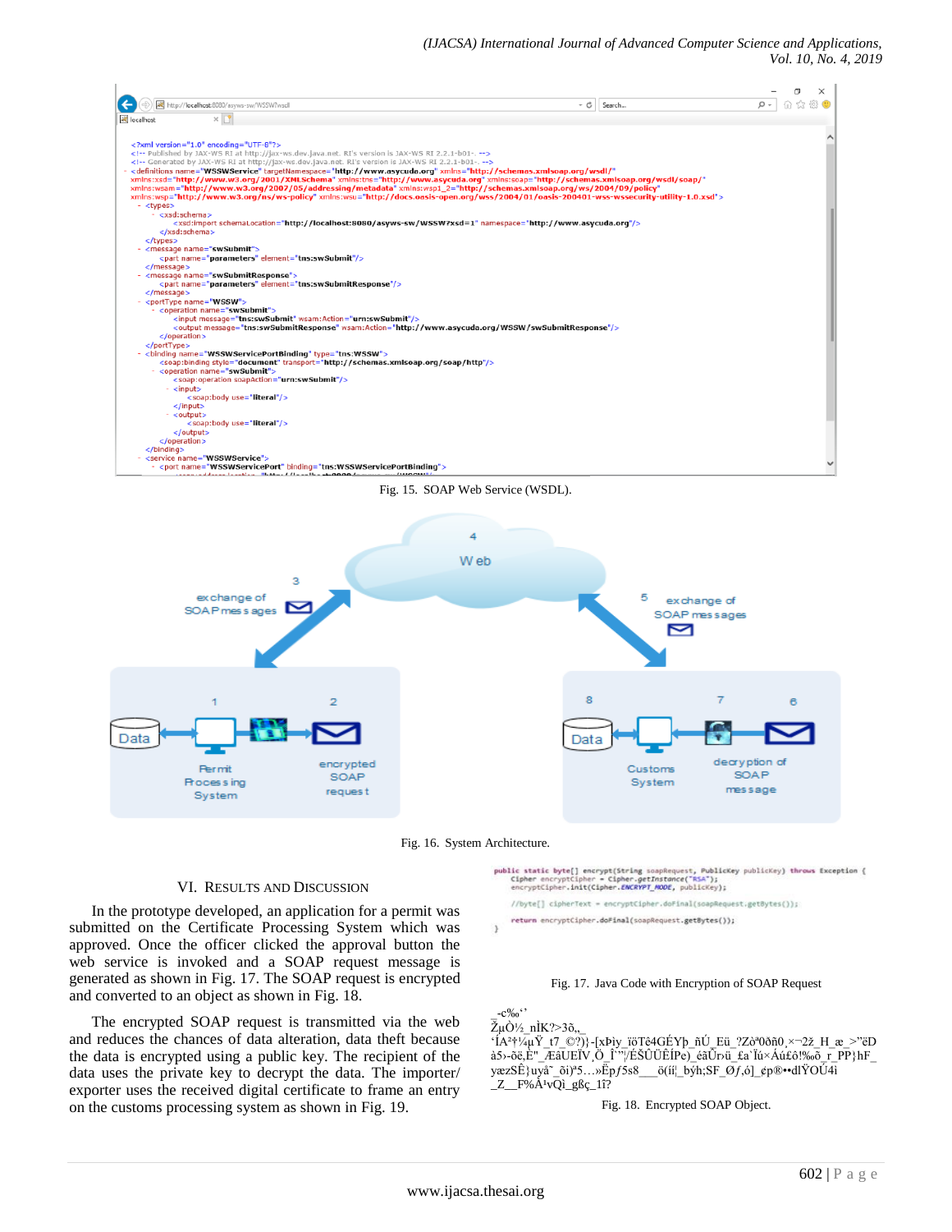Fig. 15. SOAP Web Service (WSDL).

Fig. 16. System Architecture.

## VI. Results and Discussion

In the prototype developed, an application for a permit was submitted on the Certificate Processing System which was approved. Once the officer clicked the approval button the web service is invoked and a SOAP request message is generated as shown in Fig. 17. The SOAP request is encrypted and converted to an object as shown in Fig. 18.

The encrypted SOAP request is transmitted via the web and reduces the chances of data alteration, data theft because the data is encrypted using a public key. The recipient of the data uses the private key to decrypt the data. The importer/ exporter uses the received digital certificate to frame an entry on the customs processing system as shown in Fig. 19.

```
public static byte[] encrypt(String soapRequest, PublicKey publicKey) throws Exception {
    Cipher encryptCipher = Cipher.getInstance("RSA");
    encryptCipher.init(Cipher.ENCRYPT_MODE, publicKey);

    //byte[] cipherText = encryptCipher.doFinal(soapRequest.getBytes());

    return encryptCipher.doFinal(soapRequest.getBytes());
}
```

Fig. 17. Java Code with Encryption of SOAP Request

```
_-c‰‘’
ŽµÒ½_nÌK?>3õ,_
'ÍA²†¼µŸ_t7_©?)}-[xÞiy_ïöTê4GÉYþ_ñÚ_Eü_?Zò°0ðñ0¸×¬2ž_H_æ_>"ëD
à5›-õë,È"_ÆâÜEÏV¸Ö_Î"'/ÉŠÛÜÊÍPe)_éãÛr›ü_£a`Ïú×Áú£ô!‰õ_r_PP}hF_
yæzSÊ}uyâ˜_õi)³5…»Ëpƒ5s8___ö(íí¦_býh;SF_Øƒ,ó]_¢p®••dlŸOÚ4i
_Z__F%Â¹vQì_gßç_1î?
```

Fig. 18. Encrypted SOAP Object.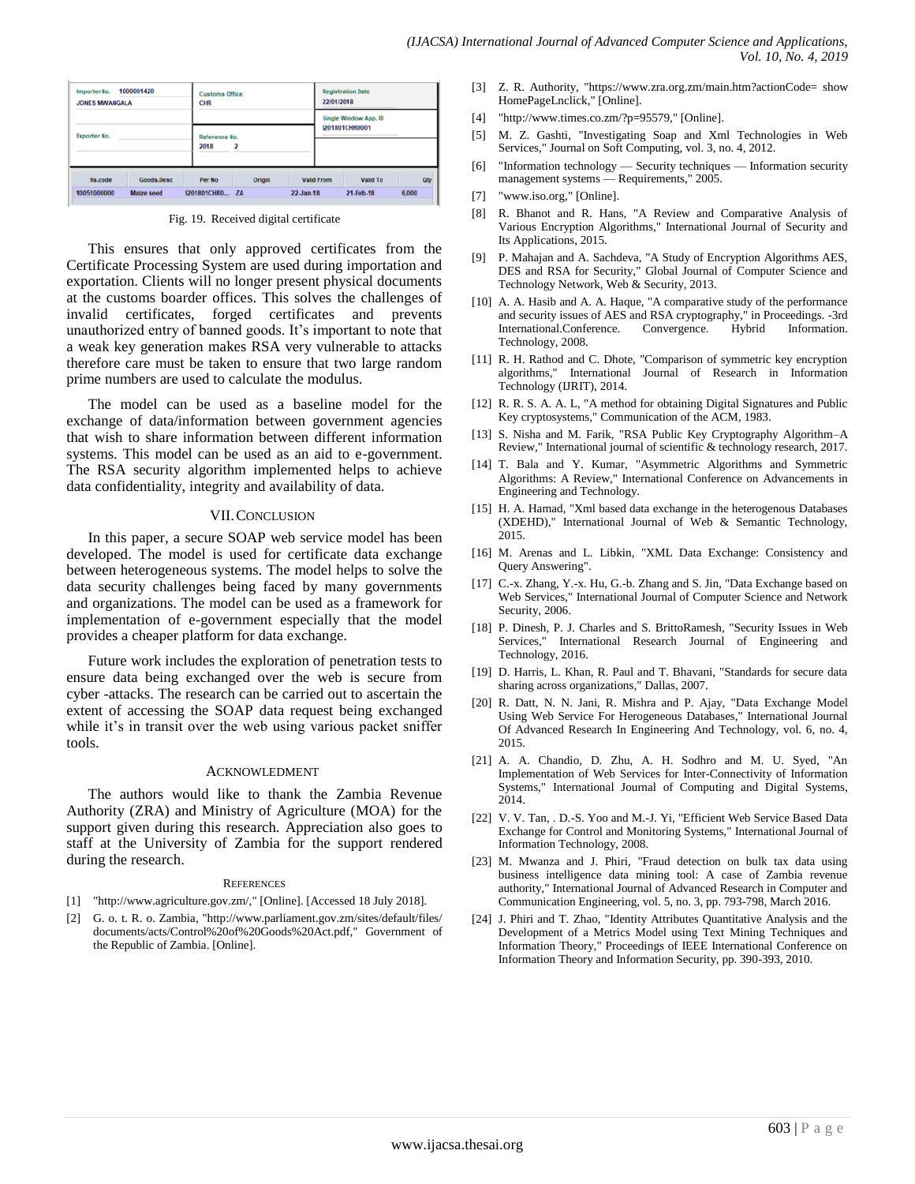| Importer No. 1000001420 JONES MWANGALA | Customs Office CHR | Registration Date 22/01/2018 |
|---|---|---|
| | | Single Window App. ID I201801CHR0001 |
| Exporter No. | Reference No. 2018 2 | |

| Hs.code | Goods.Desc | Per No | Origin | Valid From | Valid To | Qty |
|---|---|---|---|---|---|---|
| 10051000000 | Maize seed | I201801CHR0... | ZA | 22-Jan-18 | 21-Feb-18 | 6,000 |

Fig. 19. Received digital certificate

This ensures that only approved certificates from the Certificate Processing System are used during importation and exportation. Clients will no longer present physical documents at the customs boarder offices. This solves the challenges of invalid certificates, forged certificates and prevents unauthorized entry of banned goods. It's important to note that a weak key generation makes RSA very vulnerable to attacks therefore care must be taken to ensure that two large random prime numbers are used to calculate the modulus.

The model can be used as a baseline model for the exchange of data/information between government agencies that wish to share information between different information systems. This model can be used as an aid to e-government. The RSA security algorithm implemented helps to achieve data confidentiality, integrity and availability of data.

## VII. Conclusion

In this paper, a secure SOAP web service model has been developed. The model is used for certificate data exchange between heterogeneous systems. The model helps to solve the data security challenges being faced by many governments and organizations. The model can be used as a framework for implementation of e-government especially that the model provides a cheaper platform for data exchange.

Future work includes the exploration of penetration tests to ensure data being exchanged over the web is secure from cyber -attacks. The research can be carried out to ascertain the extent of accessing the SOAP data request being exchanged while it's in transit over the web using various packet sniffer tools.

## Acknowledgment

The authors would like to thank the Zambia Revenue Authority (ZRA) and Ministry of Agriculture (MOA) for the support given during this research. Appreciation also goes to staff at the University of Zambia for the support rendered during the research.

## References

[1] "http://www.agriculture.gov.zm/," [Online]. [Accessed 18 July 2018].

[2] G. o. t. R. o. Zambia, "http://www.parliament.gov.zm/sites/default/files/documents/acts/Control%20of%20Goods%20Act.pdf," Government of the Republic of Zambia. [Online].

[3] Z. R. Authority, "https://www.zra.org.zm/main.htm?actionCode= show HomePageLnclick," [Online].

[4] "http://www.times.co.zm/?p=95579," [Online].

[5] M. Z. Gashti, "Investigating Soap and Xml Technologies in Web Services," Journal on Soft Computing, vol. 3, no. 4, 2012.

[6] "Information technology — Security techniques — Information security management systems — Requirements," 2005.

[7] "www.iso.org," [Online].

[8] R. Bhanot and R. Hans, "A Review and Comparative Analysis of Various Encryption Algorithms," International Journal of Security and Its Applications, 2015.

[9] P. Mahajan and A. Sachdeva, "A Study of Encryption Algorithms AES, DES and RSA for Security," Global Journal of Computer Science and Technology Network, Web & Security, 2013.

[10] A. A. Hasib and A. A. Haque, "A comparative study of the performance and security issues of AES and RSA cryptography," in Proceedings. -3rd International.Conference. Convergence. Hybrid Information. Technology, 2008.

[11] R. H. Rathod and C. Dhote, "Comparison of symmetric key encryption algorithms," International Journal of Research in Information Technology (IJRIT), 2014.

[12] R. R. S. A. A. L, "A method for obtaining Digital Signatures and Public Key cryptosystems," Communication of the ACM, 1983.

[13] S. Nisha and M. Farik, "RSA Public Key Cryptography Algorithm–A Review," International journal of scientific & technology research, 2017.

[14] T. Bala and Y. Kumar, "Asymmetric Algorithms and Symmetric Algorithms: A Review," International Conference on Advancements in Engineering and Technology.

[15] H. A. Hamad, "Xml based data exchange in the heterogenous Databases (XDEHD)," International Journal of Web & Semantic Technology, 2015.

[16] M. Arenas and L. Libkin, "XML Data Exchange: Consistency and Query Answering".

[17] C.-x. Zhang, Y.-x. Hu, G.-b. Zhang and S. Jin, "Data Exchange based on Web Services," International Journal of Computer Science and Network Security, 2006.

[18] P. Dinesh, P. J. Charles and S. BrittoRamesh, "Security Issues in Web Services," International Research Journal of Engineering and Technology, 2016.

[19] D. Harris, L. Khan, R. Paul and T. Bhavani, "Standards for secure data sharing across organizations," Dallas, 2007.

[20] R. Datt, N. N. Jani, R. Mishra and P. Ajay, "Data Exchange Model Using Web Service For Herogeneous Databases," International Journal Of Advanced Research In Engineering And Technology, vol. 6, no. 4, 2015.

[21] A. A. Chandio, D. Zhu, A. H. Sodhro and M. U. Syed, "An Implementation of Web Services for Inter-Connectivity of Information Systems," International Journal of Computing and Digital Systems, 2014.

[22] V. V. Tan, . D.-S. Yoo and M.-J. Yi, "Efficient Web Service Based Data Exchange for Control and Monitoring Systems," International Journal of Information Technology, 2008.

[23] M. Mwanza and J. Phiri, "Fraud detection on bulk tax data using business intelligence data mining tool: A case of Zambia revenue authority," International Journal of Advanced Research in Computer and Communication Engineering, vol. 5, no. 3, pp. 793-798, March 2016.

[24] J. Phiri and T. Zhao, "Identity Attributes Quantitative Analysis and the Development of a Metrics Model using Text Mining Techniques and Information Theory," Proceedings of IEEE International Conference on Information Theory and Information Security, pp. 390-393, 2010.